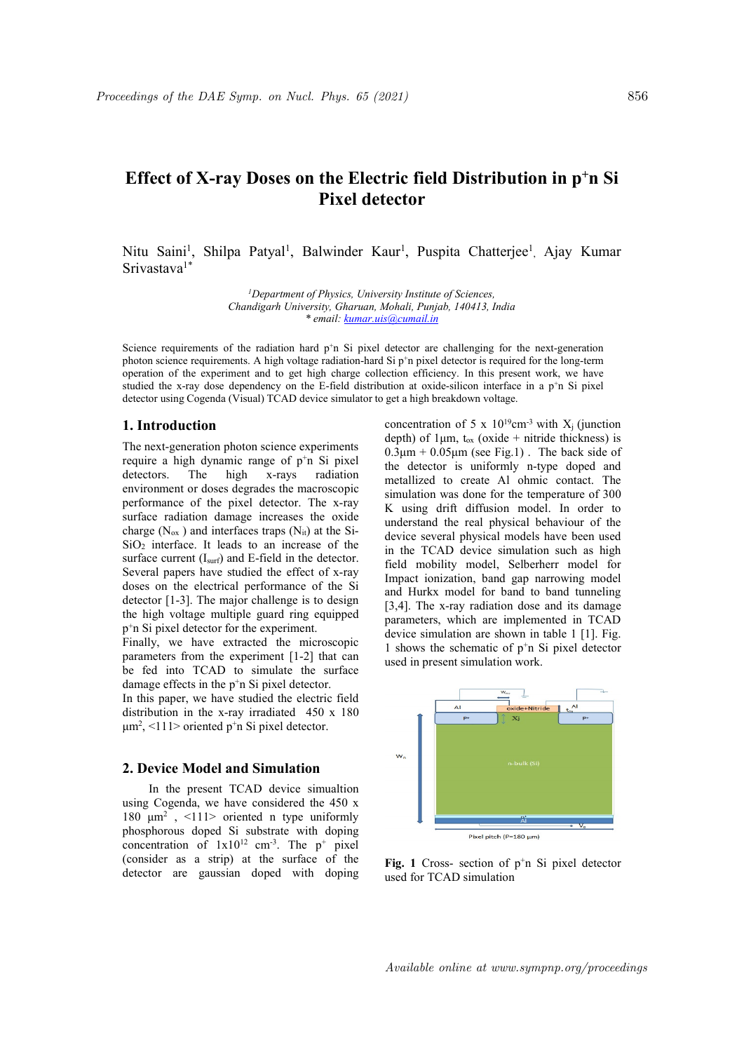# Effect of X-ray Doses on the Electric field Distribution in $p^+n$ Si Pixel detector

Nitu Saini[1], Shilpa Patyal[1], Balwinder Kaur[1], Puspita Chatterjee[1], Ajay Kumar Srivastava[1*]

[1]Department of Physics, University Institute of Sciences, Chandigarh University, Gharuan, Mohali, Punjab, 140413, India
* email: kumar.uis@cumail.in

Science requirements of the radiation hard $p^+n$ Si pixel detector are challenging for the next-generation photon science requirements. A high voltage radiation-hard Si $p^+n$ pixel detector is required for the long-term operation of the experiment and to get high charge collection efficiency. In this present work, we have studied the x-ray dose dependency on the E-field distribution at oxide-silicon interface in a $p^+n$ Si pixel detector using Cogenda (Visual) TCAD device simulator to get a high breakdown voltage.

## 1. Introduction

The next-generation photon science experiments require a high dynamic range of $p^+n$ Si pixel detectors. The high x-rays radiation environment or doses degrades the macroscopic performance of the pixel detector. The x-ray surface radiation damage increases the oxide charge ($N_{ox}$) and interfaces traps ($N_{it}$) at the Si-$SiO_2$ interface. It leads to an increase of the surface current ($I_{surf}$) and E-field in the detector. Several papers have studied the effect of x-ray doses on the electrical performance of the Si detector [1-3]. The major challenge is to design the high voltage multiple guard ring equipped $p^+n$ Si pixel detector for the experiment.
Finally, we have extracted the microscopic parameters from the experiment [1-2] that can be fed into TCAD to simulate the surface damage effects in the $p^+n$ Si pixel detector.
In this paper, we have studied the electric field distribution in the x-ray irradiated 450 x 180 $\mu m^2$, <111> oriented $p^+n$ Si pixel detector.

## 2. Device Model and Simulation

In the present TCAD device simualtion using Cogenda, we have considered the 450 x 180 $\mu m^2$ , <111> oriented n type uniformly phosphorous doped Si substrate with doping concentration of $1 x 10^{12}$ $cm^{-3}$. The $p^+$ pixel (consider as a strip) at the surface of the detector are gaussian doped with doping concentration of 5 x $10^{19}$cm$^{-3}$ with $X_j$ (junction depth) of 1µm, $t_{ox}$ (oxide + nitride thickness) is 0.3µm + 0.05µm (see Fig.1) . The back side of the detector is uniformly n-type doped and metallized to create Al ohmic contact. The simulation was done for the temperature of 300 K using drift diffusion model. In order to understand the real physical behaviour of the device several physical models have been used in the TCAD device simulation such as high field mobility model, Selberherr model for Impact ionization, band gap narrowing model and Hurkx model for band to band tunneling [3,4]. The x-ray radiation dose and its damage parameters, which are implemented in TCAD device simulation are shown in table 1 [1]. Fig. 1 shows the schematic of $p^+n$ Si pixel detector used in present simulation work.

**Fig. 1** Cross- section of $p^+n$ Si pixel detector used for TCAD simulation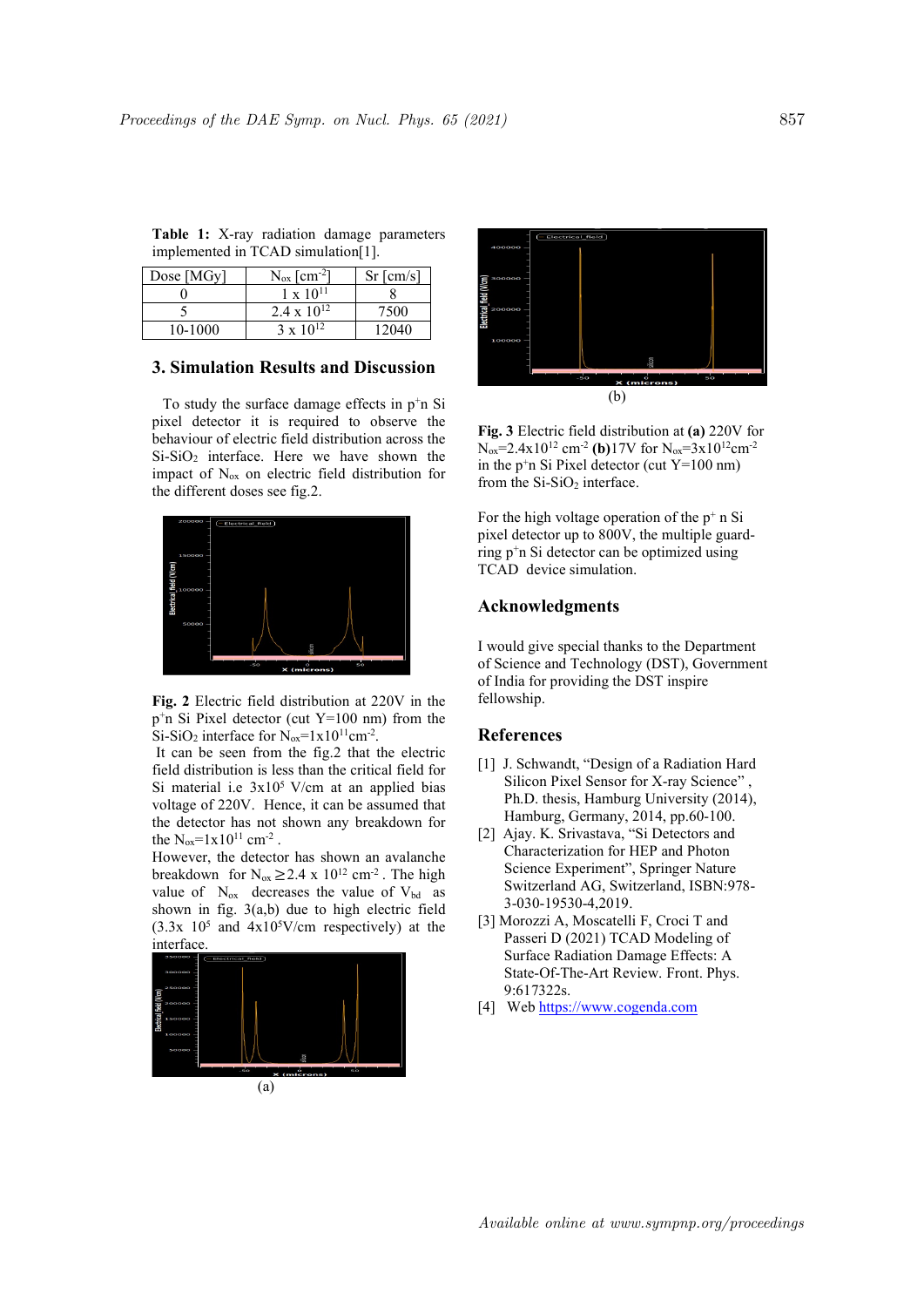**Table 1:** X-ray radiation damage parameters implemented in TCAD simulation[1].

| Dose [MGy] | $N_{ox}$ [$cm^{-2}$] | Sr [cm/s] |
|---|---|---|
| 0 | $1 \times 10^{11}$ | 8 |
| 5 | $2.4 \times 10^{12}$ | 7500 |
| 10-1000 | $3 \times 10^{12}$ | 12040 |

## 3. Simulation Results and Discussion

To study the surface damage effects in $p^+n$ Si pixel detector it is required to observe the behaviour of electric field distribution across the Si-$SiO_2$ interface. Here we have shown the impact of $N_{ox}$ on electric field distribution for the different doses see fig.2.

Electrical_field
200000
150000
100000
50000
Electrical field (V/cm)
-50
0
50
X (microns)
silicon

**Fig. 2** Electric field distribution at 220V in the $p^+n$ Si Pixel detector (cut Y=100 nm) from the Si-$SiO_2$ interface for $N_{ox}$=$1\times10^{11}$$cm^{-2}$.

It can be seen from the fig.2 that the electric field distribution is less than the critical field for Si material i.e $3\times10^5$ V/cm at an applied bias voltage of 220V. Hence, it can be assumed that the detector has not shown any breakdown for the $N_{ox}$=$1\times10^{11}$ $cm^{-2}$ .

However, the detector has shown an avalanche breakdown for $N_{ox} \geq 2.4 \times 10^{12}$ $cm^{-2}$ . The high value of $N_{ox}$ decreases the value of $V_{bd}$ as shown in fig. 3(a,b) due to high electric field ($3.3\times 10^5$ and $4\times10^5$V/cm respectively) at the interface.

Electrical_field
350000
300000
250000
200000
150000
100000
50000
Electrical field (V/cm)
-50
0
50
X (microns)
silicon

(a)

Electrical_field
400000
300000
200000
100000
Electrical field (V/cm)
-50
0
50
X (microns)
silicon

(b)

**Fig. 3** Electric field distribution at **(a)** 220V for $N_{ox}$=$2.4\times10^{12}$ $cm^{-2}$ **(b)**17V for $N_{ox}$=$3\times10^{12}$$cm^{-2}$ in the $p^+n$ Si Pixel detector (cut Y=100 nm) from the Si-$SiO_2$ interface.

For the high voltage operation of the $p^+$ n Si pixel detector up to 800V, the multiple guard-ring $p^+n$ Si detector can be optimized using TCAD device simulation.

## Acknowledgments

I would give special thanks to the Department of Science and Technology (DST), Government of India for providing the DST inspire fellowship.

## References

[1] J. Schwandt, "Design of a Radiation Hard Silicon Pixel Sensor for X-ray Science" , Ph.D. thesis, Hamburg University (2014), Hamburg, Germany, 2014, pp.60-100.

[2] Ajay. K. Srivastava, "Si Detectors and Characterization for HEP and Photon Science Experiment", Springer Nature Switzerland AG, Switzerland, ISBN:978-3-030-19530-4,2019.

[3] Morozzi A, Moscatelli F, Croci T and Passeri D (2021) TCAD Modeling of Surface Radiation Damage Effects: A State-Of-The-Art Review. Front. Phys. 9:617322s.

[4] Web https://www.cogenda.com